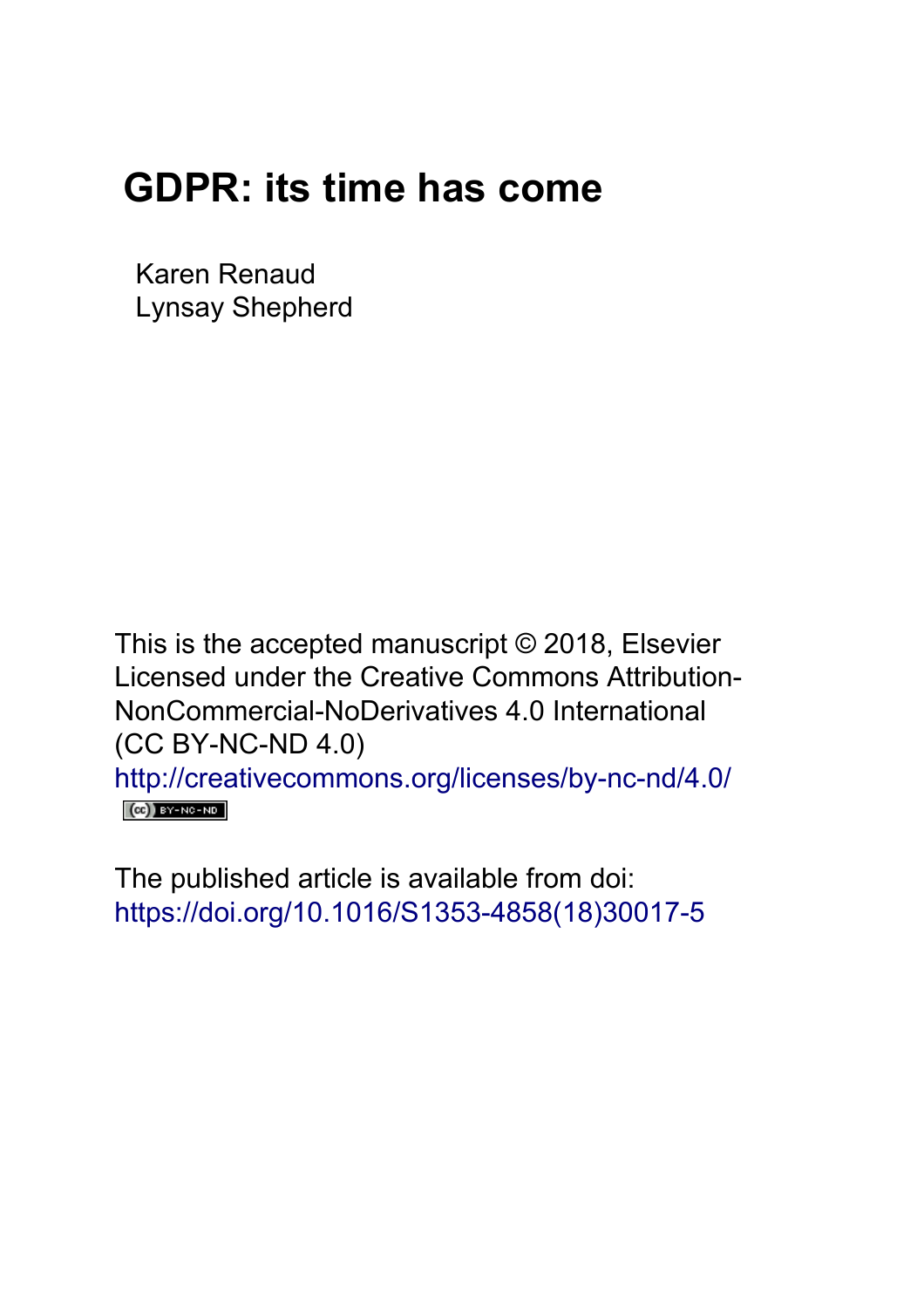# GDPR: its time has come

Karen Renaud
Lynsay Shepherd

This is the accepted manuscript © 2018, Elsevier
Licensed under the Creative Commons Attribution-NonCommercial-NoDerivatives 4.0 International (CC BY-NC-ND 4.0)
http://creativecommons.org/licenses/by-nc-nd/4.0/

The published article is available from doi:
https://doi.org/10.1016/S1353-4858(18)30017-5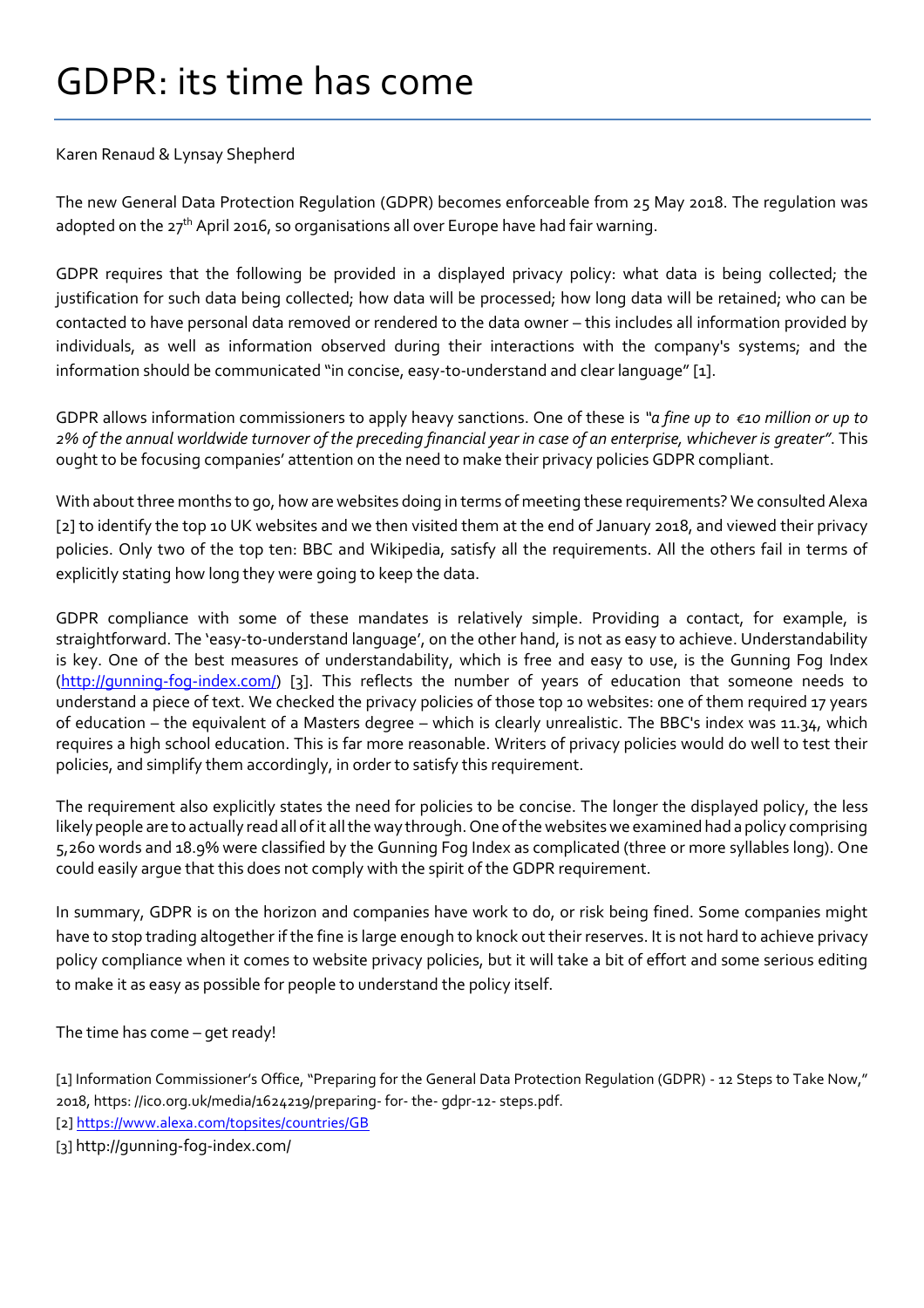# GDPR: its time has come

Karen Renaud & Lynsay Shepherd

The new General Data Protection Regulation (GDPR) becomes enforceable from 25 May 2018. The regulation was adopted on the 27th April 2016, so organisations all over Europe have had fair warning.

GDPR requires that the following be provided in a displayed privacy policy: what data is being collected; the justification for such data being collected; how data will be processed; how long data will be retained; who can be contacted to have personal data removed or rendered to the data owner – this includes all information provided by individuals, as well as information observed during their interactions with the company's systems; and the information should be communicated "in concise, easy-to-understand and clear language" [1].

GDPR allows information commissioners to apply heavy sanctions. One of these is *"a fine up to €10 million or up to 2% of the annual worldwide turnover of the preceding financial year in case of an enterprise, whichever is greater"*. This ought to be focusing companies' attention on the need to make their privacy policies GDPR compliant.

With about three months to go, how are websites doing in terms of meeting these requirements? We consulted Alexa [2] to identify the top 10 UK websites and we then visited them at the end of January 2018, and viewed their privacy policies. Only two of the top ten: BBC and Wikipedia, satisfy all the requirements. All the others fail in terms of explicitly stating how long they were going to keep the data.

GDPR compliance with some of these mandates is relatively simple. Providing a contact, for example, is straightforward. The 'easy-to-understand language', on the other hand, is not as easy to achieve. Understandability is key. One of the best measures of understandability, which is free and easy to use, is the Gunning Fog Index (http://gunning-fog-index.com/) [3]. This reflects the number of years of education that someone needs to understand a piece of text. We checked the privacy policies of those top 10 websites: one of them required 17 years of education – the equivalent of a Masters degree – which is clearly unrealistic. The BBC's index was 11.34, which requires a high school education. This is far more reasonable. Writers of privacy policies would do well to test their policies, and simplify them accordingly, in order to satisfy this requirement.

The requirement also explicitly states the need for policies to be concise. The longer the displayed policy, the less likely people are to actually read all of it all the way through. One of the websites we examined had a policy comprising 5,260 words and 18.9% were classified by the Gunning Fog Index as complicated (three or more syllables long). One could easily argue that this does not comply with the spirit of the GDPR requirement.

In summary, GDPR is on the horizon and companies have work to do, or risk being fined. Some companies might have to stop trading altogether if the fine is large enough to knock out their reserves. It is not hard to achieve privacy policy compliance when it comes to website privacy policies, but it will take a bit of effort and some serious editing to make it as easy as possible for people to understand the policy itself.

The time has come – get ready!

[1] Information Commissioner's Office, "Preparing for the General Data Protection Regulation (GDPR) - 12 Steps to Take Now," 2018, https: //ico.org.uk/media/1624219/preparing- for- the- gdpr-12- steps.pdf.

[2] https://www.alexa.com/topsites/countries/GB

[3] http://gunning-fog-index.com/